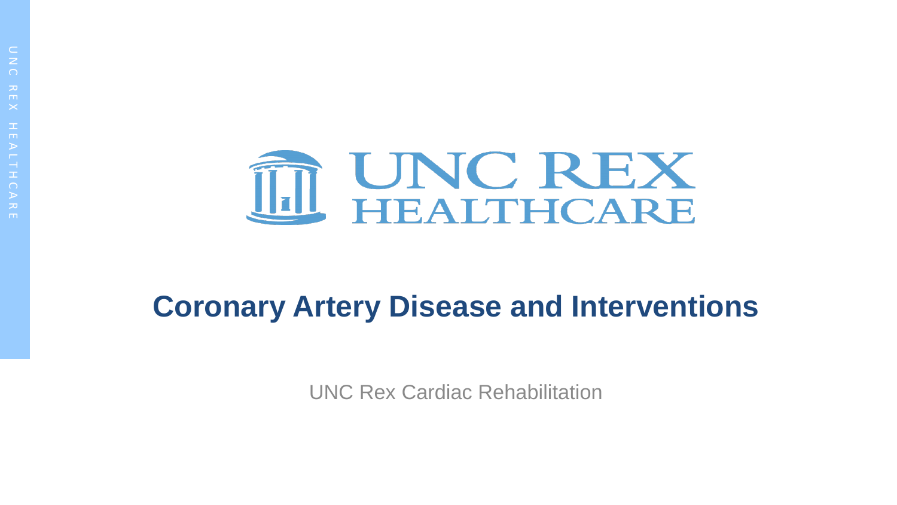# Coronary Artery Disease and Interventions

UNC Rex Cardiac Rehabilitation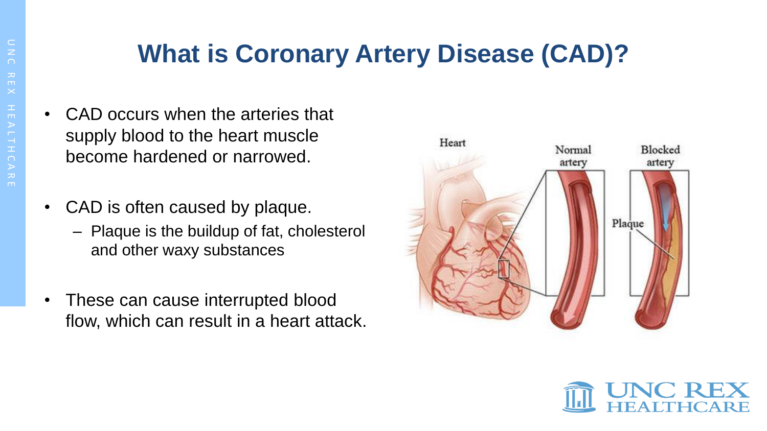# What is Coronary Artery Disease (CAD)?

- CAD occurs when the arteries that supply blood to the heart muscle become hardened or narrowed.
- CAD is often caused by plaque.
  - Plaque is the buildup of fat, cholesterol and other waxy substances
- These can cause interrupted blood flow, which can result in a heart attack.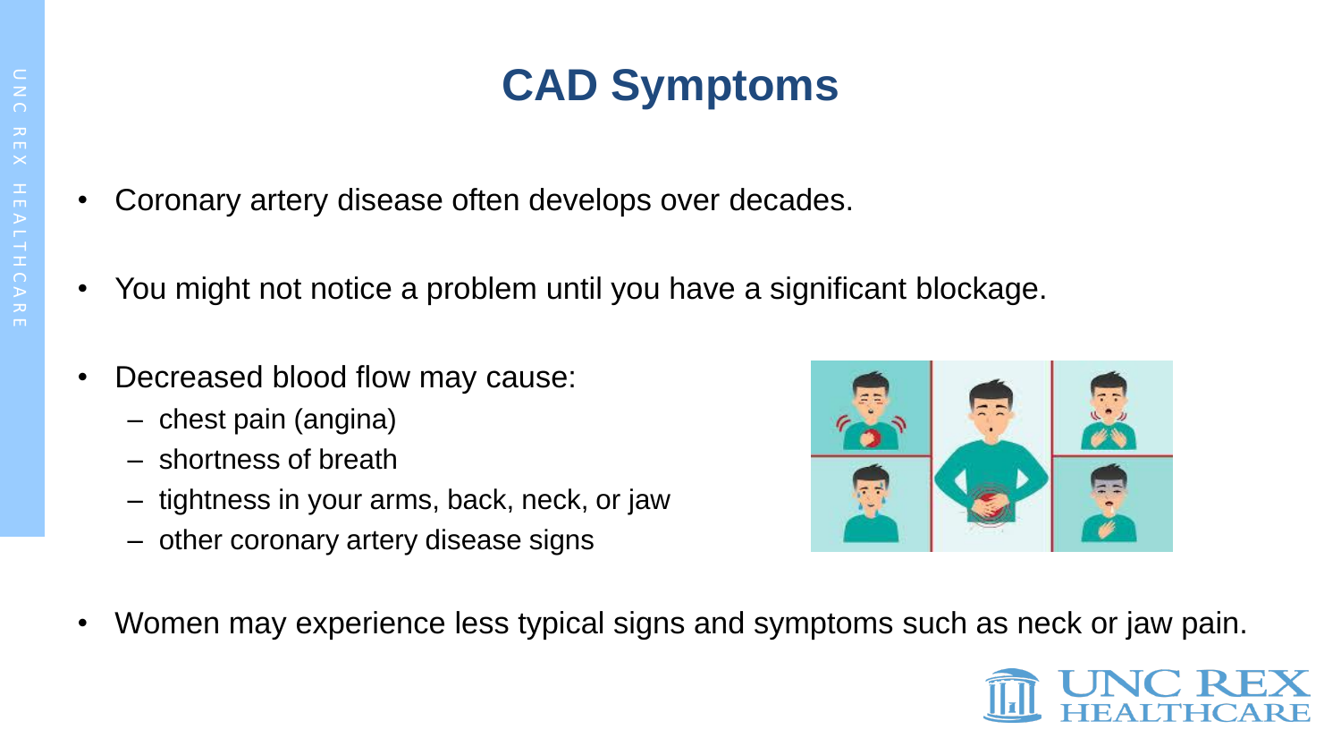# CAD Symptoms

- Coronary artery disease often develops over decades.
- You might not notice a problem until you have a significant blockage.
- Decreased blood flow may cause:
  - chest pain (angina)
  - shortness of breath
  - tightness in your arms, back, neck, or jaw
  - other coronary artery disease signs
- Women may experience less typical signs and symptoms such as neck or jaw pain.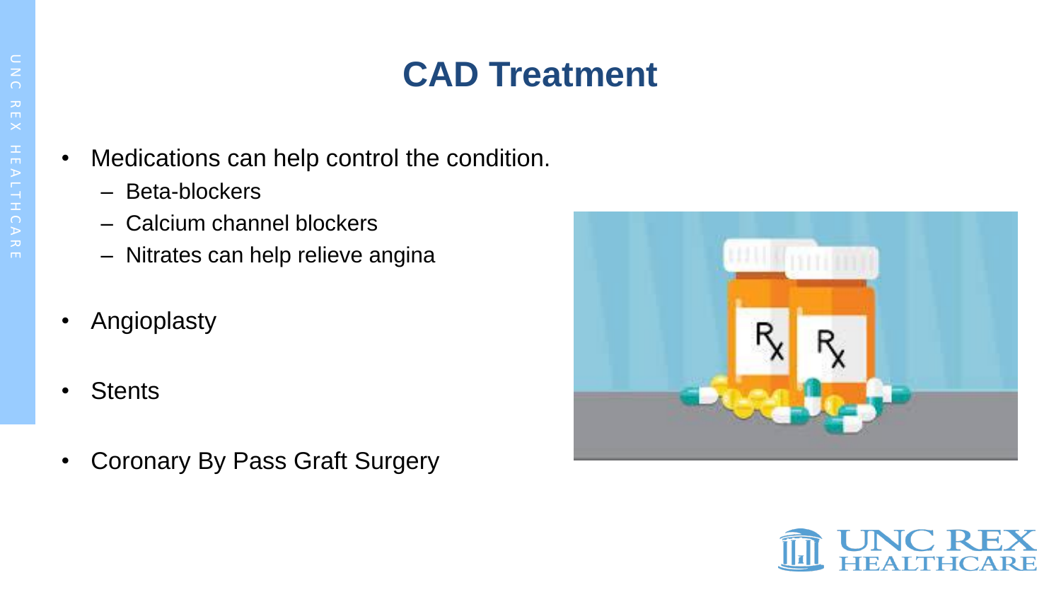# CAD Treatment

- Medications can help control the condition.
  - Beta-blockers
  - Calcium channel blockers
  - Nitrates can help relieve angina
- Angioplasty
- Stents
- Coronary By Pass Graft Surgery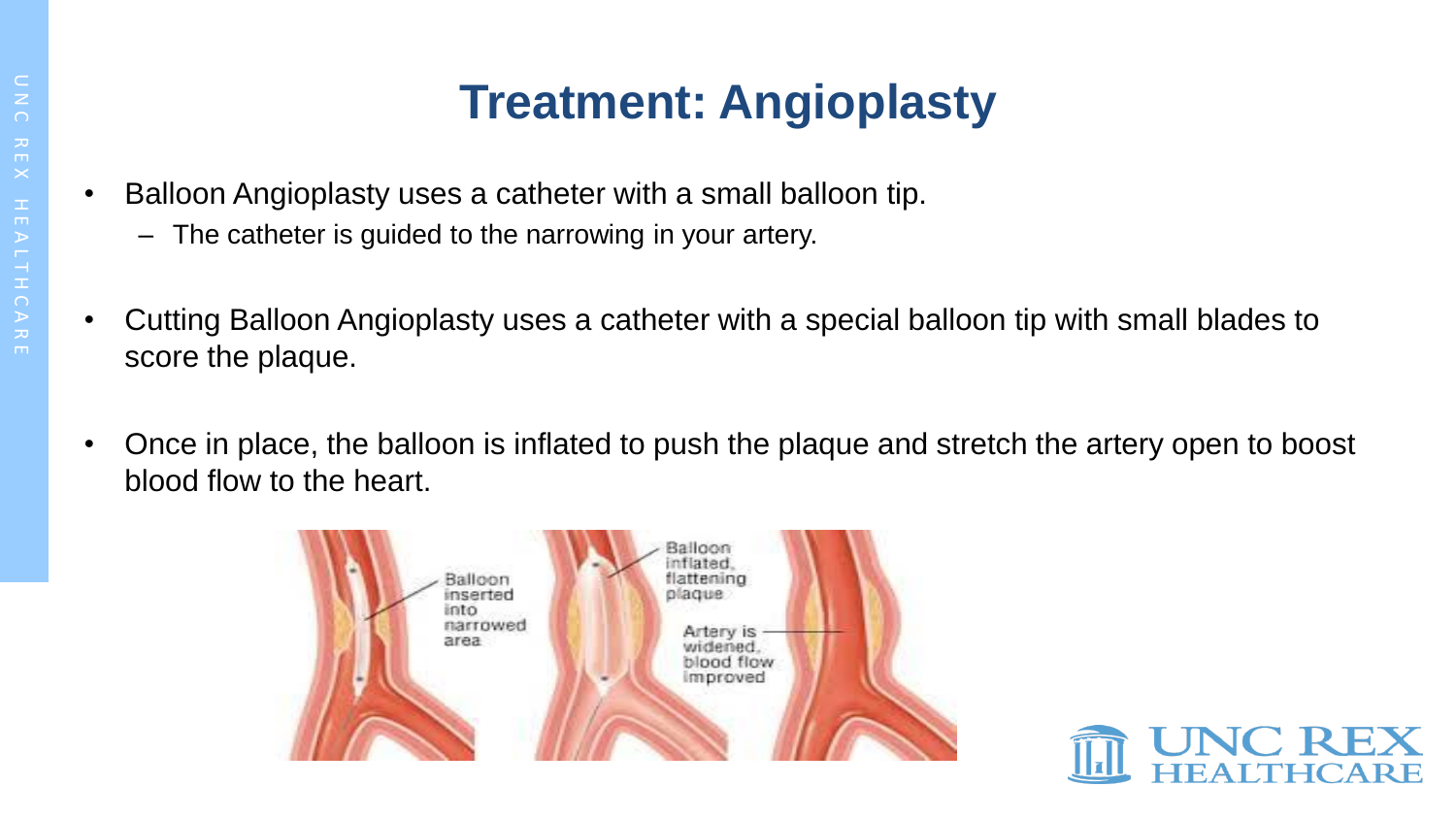# Treatment: Angioplasty

- Balloon Angioplasty uses a catheter with a small balloon tip.
  - The catheter is guided to the narrowing in your artery.
- Cutting Balloon Angioplasty uses a catheter with a special balloon tip with small blades to score the plaque.
- Once in place, the balloon is inflated to push the plaque and stretch the artery open to boost blood flow to the heart.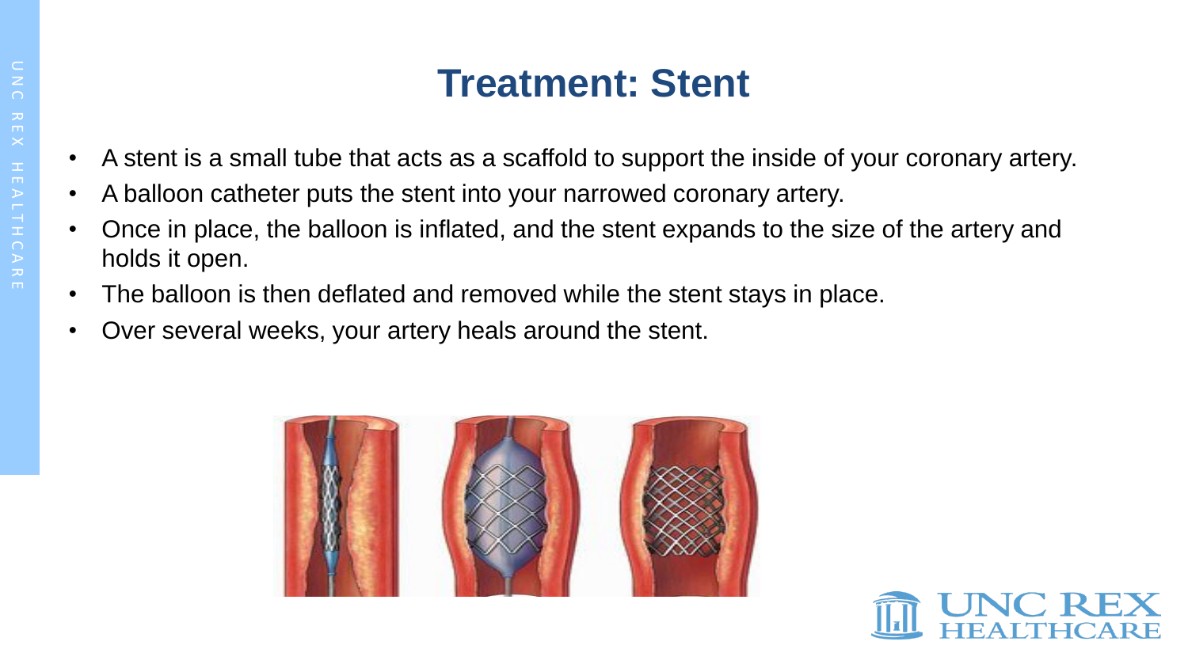# Treatment: Stent

- A stent is a small tube that acts as a scaffold to support the inside of your coronary artery.
- A balloon catheter puts the stent into your narrowed coronary artery.
- Once in place, the balloon is inflated, and the stent expands to the size of the artery and holds it open.
- The balloon is then deflated and removed while the stent stays in place.
- Over several weeks, your artery heals around the stent.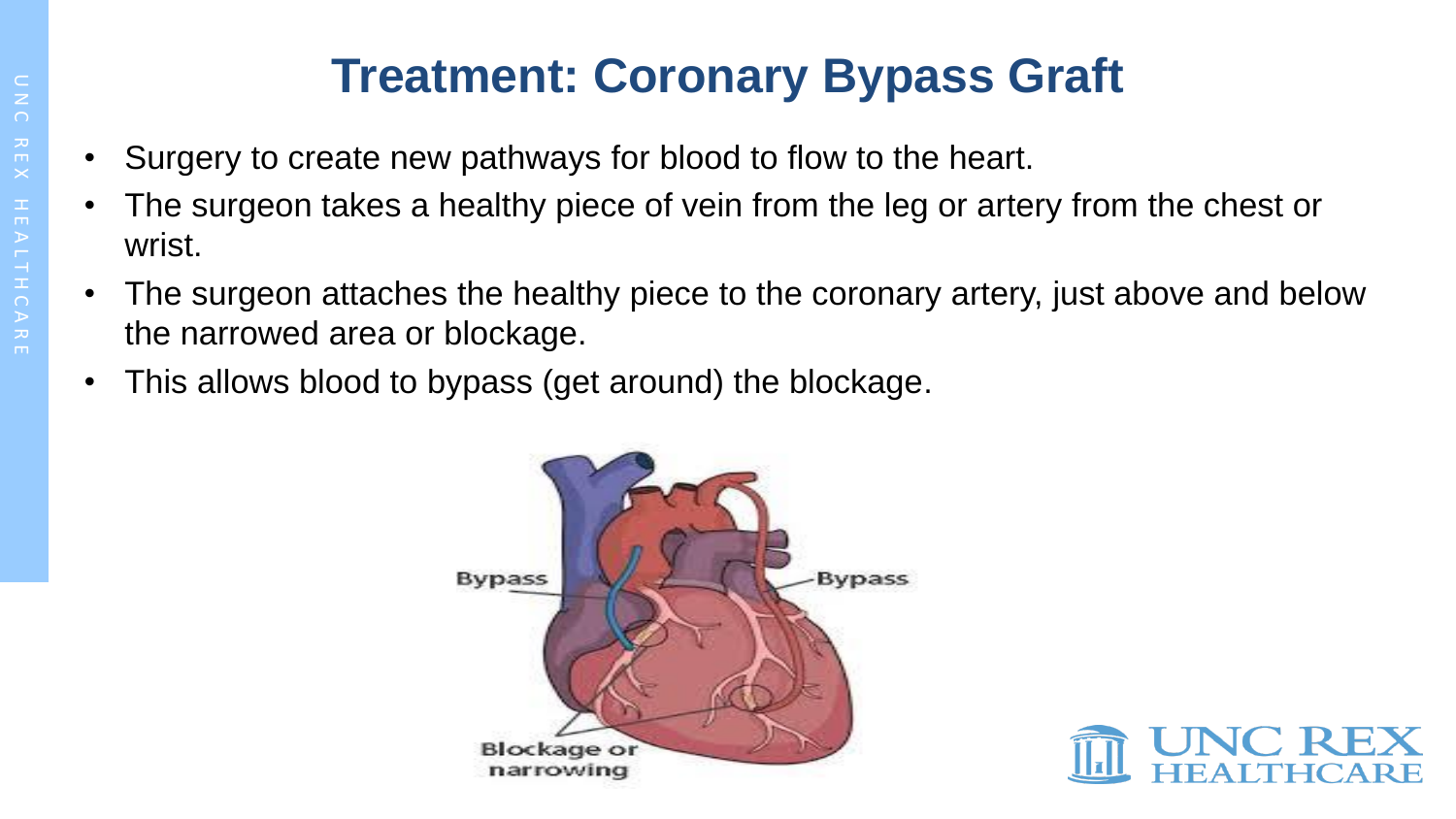# Treatment: Coronary Bypass Graft

- Surgery to create new pathways for blood to flow to the heart.
- The surgeon takes a healthy piece of vein from the leg or artery from the chest or wrist.
- The surgeon attaches the healthy piece to the coronary artery, just above and below the narrowed area or blockage.
- This allows blood to bypass (get around) the blockage.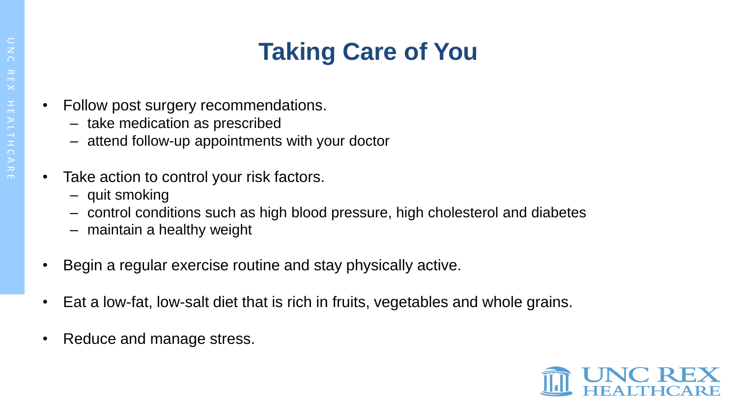# Taking Care of You

- Follow post surgery recommendations.
  - take medication as prescribed
  - attend follow-up appointments with your doctor
- Take action to control your risk factors.
  - quit smoking
  - control conditions such as high blood pressure, high cholesterol and diabetes
  - maintain a healthy weight
- Begin a regular exercise routine and stay physically active.
- Eat a low-fat, low-salt diet that is rich in fruits, vegetables and whole grains.
- Reduce and manage stress.